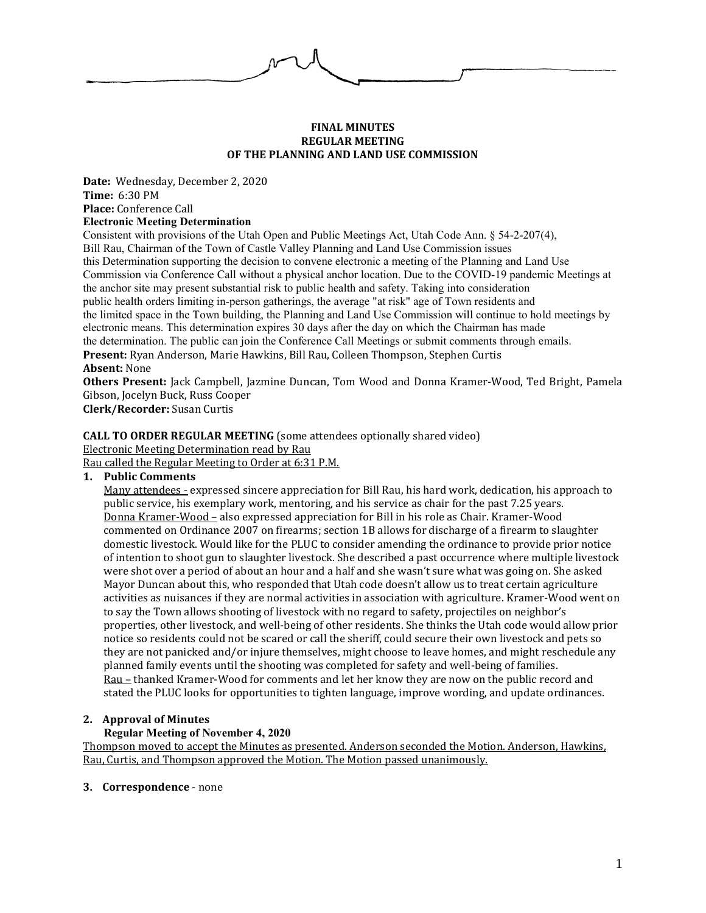**FINAL MINUTES**
**REGULAR MEETING**
**OF THE PLANNING AND LAND USE COMMISSION**

**Date:** Wednesday, December 2, 2020
**Time:** 6:30 PM
**Place:** Conference Call
**Electronic Meeting Determination**
Consistent with provisions of the Utah Open and Public Meetings Act, Utah Code Ann. § 54-2-207(4), Bill Rau, Chairman of the Town of Castle Valley Planning and Land Use Commission issues this Determination supporting the decision to convene electronic a meeting of the Planning and Land Use Commission via Conference Call without a physical anchor location. Due to the COVID-19 pandemic Meetings at the anchor site may present substantial risk to public health and safety. Taking into consideration public health orders limiting in-person gatherings, the average "at risk" age of Town residents and the limited space in the Town building, the Planning and Land Use Commission will continue to hold meetings by electronic means. This determination expires 30 days after the day on which the Chairman has made the determination. The public can join the Conference Call Meetings or submit comments through emails.
**Present:** Ryan Anderson, Marie Hawkins, Bill Rau, Colleen Thompson, Stephen Curtis
**Absent:** None
**Others Present:** Jack Campbell, Jazmine Duncan, Tom Wood and Donna Kramer-Wood, Ted Bright, Pamela Gibson, Jocelyn Buck, Russ Cooper
**Clerk/Recorder:** Susan Curtis

**CALL TO ORDER REGULAR MEETING** (some attendees optionally shared video)
Electronic Meeting Determination read by Rau
Rau called the Regular Meeting to Order at 6:31 P.M.

1. **Public Comments**
   Many attendees - expressed sincere appreciation for Bill Rau, his hard work, dedication, his approach to public service, his exemplary work, mentoring, and his service as chair for the past 7.25 years.
   Donna Kramer-Wood – also expressed appreciation for Bill in his role as Chair. Kramer-Wood commented on Ordinance 2007 on firearms; section 1B allows for discharge of a firearm to slaughter domestic livestock. Would like for the PLUC to consider amending the ordinance to provide prior notice of intention to shoot gun to slaughter livestock. She described a past occurrence where multiple livestock were shot over a period of about an hour and a half and she wasn't sure what was going on. She asked Mayor Duncan about this, who responded that Utah code doesn't allow us to treat certain agriculture activities as nuisances if they are normal activities in association with agriculture. Kramer-Wood went on to say the Town allows shooting of livestock with no regard to safety, projectiles on neighbor's properties, other livestock, and well-being of other residents. She thinks the Utah code would allow prior notice so residents could not be scared or call the sheriff, could secure their own livestock and pets so they are not panicked and/or injure themselves, might choose to leave homes, and might reschedule any planned family events until the shooting was completed for safety and well-being of families.
   Rau – thanked Kramer-Wood for comments and let her know they are now on the public record and stated the PLUC looks for opportunities to tighten language, improve wording, and update ordinances.

2. **Approval of Minutes**
   **Regular Meeting of November 4, 2020**
   Thompson moved to accept the Minutes as presented. Anderson seconded the Motion. Anderson, Hawkins, Rau, Curtis, and Thompson approved the Motion. The Motion passed unanimously.

3. **Correspondence** - none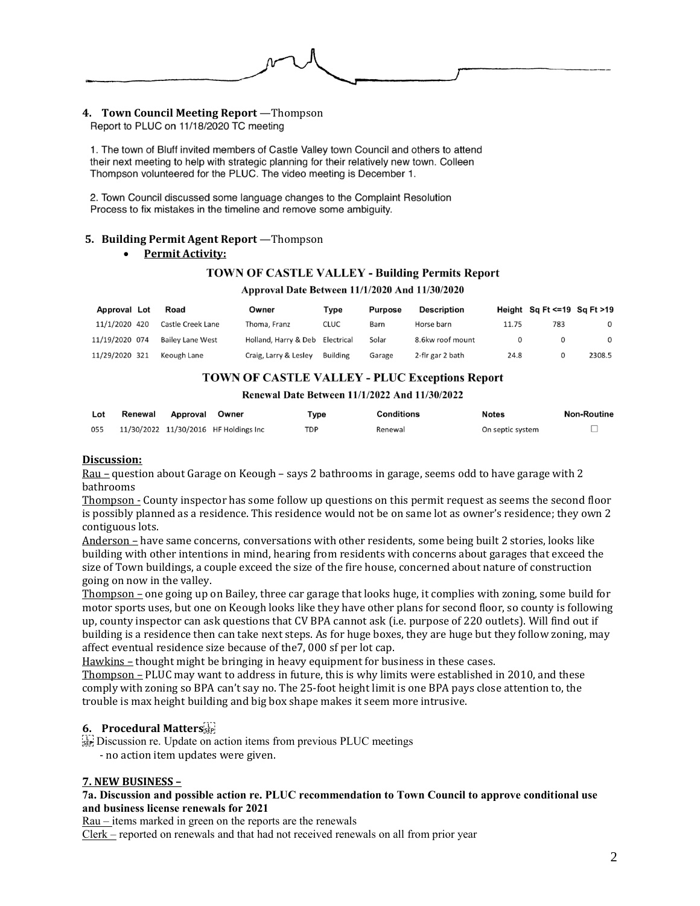**4. Town Council Meeting Report** —Thompson

Report to PLUC on 11/18/2020 TC meeting

1. The town of Bluff invited members of Castle Valley town Council and others to attend their next meeting to help with strategic planning for their relatively new town. Colleen Thompson volunteered for the PLUC. The video meeting is December 1.

2. Town Council discussed some language changes to the Complaint Resolution Process to fix mistakes in the timeline and remove some ambiguity.

**5. Building Permit Agent Report** —Thompson

- **Permit Activity:**

**TOWN OF CASTLE VALLEY - Building Permits Report**

**Approval Date Between 11/1/2020 And 11/30/2020**

| Approval | Lot | Road | Owner | Type | Purpose | Description | Height | Sq Ft <=19 | Sq Ft >19 |
|---|---|---|---|---|---|---|---|---|---|
| 11/1/2020 | 420 | Castle Creek Lane | Thoma, Franz | CLUC | Barn | Horse barn | 11.75 | 783 | 0 |
| 11/19/2020 | 074 | Bailey Lane West | Holland, Harry & Deb | Electrical | Solar | 8.6kw roof mount | 0 | 0 | 0 |
| 11/29/2020 | 321 | Keough Lane | Craig, Larry & Lesley | Building | Garage | 2-flr gar 2 bath | 24.8 | 0 | 2308.5 |

**TOWN OF CASTLE VALLEY - PLUC Exceptions Report**

**Renewal Date Between 11/1/2022 And 11/30/2022**

| Lot | Renewal | Approval | Owner | Type | Conditions | Notes | Non-Routine |
|---|---|---|---|---|---|---|---|
| 055 | 11/30/2022 | 11/30/2016 | HF Holdings Inc | TDP | Renewal | On septic system | ☐ |

**Discussion:**

Rau – question about Garage on Keough – says 2 bathrooms in garage, seems odd to have garage with 2 bathrooms

Thompson - County inspector has some follow up questions on this permit request as seems the second floor is possibly planned as a residence. This residence would not be on same lot as owner's residence; they own 2 contiguous lots.

Anderson – have same concerns, conversations with other residents, some being built 2 stories, looks like building with other intentions in mind, hearing from residents with concerns about garages that exceed the size of Town buildings, a couple exceed the size of the fire house, concerned about nature of construction going on now in the valley.

Thompson – one going up on Bailey, three car garage that looks huge, it complies with zoning, some build for motor sports uses, but one on Keough looks like they have other plans for second floor, so county is following up, county inspector can ask questions that CV BPA cannot ask (i.e. purpose of 220 outlets). Will find out if building is a residence then can take next steps. As for huge boxes, they are huge but they follow zoning, may affect eventual residence size because of the7, 000 sf per lot cap.

Hawkins – thought might be bringing in heavy equipment for business in these cases.

Thompson – PLUC may want to address in future, this is why limits were established in 2010, and these comply with zoning so BPA can't say no. The 25-foot height limit is one BPA pays close attention to, the trouble is max height building and big box shape makes it seem more intrusive.

**6. Procedural Matters**

Discussion re. Update on action items from previous PLUC meetings

- no action item updates were given.

**7. NEW BUSINESS –**

**7a. Discussion and possible action re. PLUC recommendation to Town Council to approve conditional use and business license renewals for 2021**

Rau – items marked in green on the reports are the renewals

Clerk – reported on renewals and that had not received renewals on all from prior year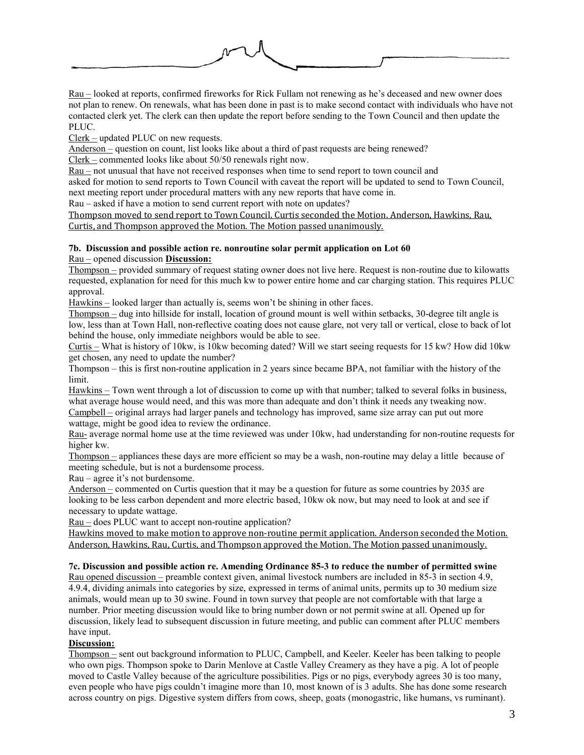Rau – looked at reports, confirmed fireworks for Rick Fullam not renewing as he's deceased and new owner does not plan to renew. On renewals, what has been done in past is to make second contact with individuals who have not contacted clerk yet. The clerk can then update the report before sending to the Town Council and then update the PLUC.

Clerk – updated PLUC on new requests.

Anderson – question on count, list looks like about a third of past requests are being renewed?

Clerk – commented looks like about 50/50 renewals right now.

Rau – not unusual that have not received responses when time to send report to town council and asked for motion to send reports to Town Council with caveat the report will be updated to send to Town Council, next meeting report under procedural matters with any new reports that have come in.

Rau – asked if have a motion to send current report with note on updates?

Thompson moved to send report to Town Council. Curtis seconded the Motion. Anderson, Hawkins, Rau, Curtis, and Thompson approved the Motion. The Motion passed unanimously.

**7b. Discussion and possible action re. nonroutine solar permit application on Lot 60**

Rau – opened discussion **Discussion:**

Thompson – provided summary of request stating owner does not live here. Request is non-routine due to kilowatts requested, explanation for need for this much kw to power entire home and car charging station. This requires PLUC approval.

Hawkins – looked larger than actually is, seems won't be shining in other faces.

Thompson – dug into hillside for install, location of ground mount is well within setbacks, 30-degree tilt angle is low, less than at Town Hall, non-reflective coating does not cause glare, not very tall or vertical, close to back of lot behind the house, only immediate neighbors would be able to see.

Curtis – What is history of 10kw, is 10kw becoming dated? Will we start seeing requests for 15 kw? How did 10kw get chosen, any need to update the number?

Thompson – this is first non-routine application in 2 years since became BPA, not familiar with the history of the limit.

Hawkins – Town went through a lot of discussion to come up with that number; talked to several folks in business, what average house would need, and this was more than adequate and don't think it needs any tweaking now.

Campbell – original arrays had larger panels and technology has improved, same size array can put out more wattage, might be good idea to review the ordinance.

Rau- average normal home use at the time reviewed was under 10kw, had understanding for non-routine requests for higher kw.

Thompson – appliances these days are more efficient so may be a wash, non-routine may delay a little because of meeting schedule, but is not a burdensome process.

Rau – agree it's not burdensome.

Anderson – commented on Curtis question that it may be a question for future as some countries by 2035 are looking to be less carbon dependent and more electric based, 10kw ok now, but may need to look at and see if necessary to update wattage.

Rau – does PLUC want to accept non-routine application?

Hawkins moved to make motion to approve non-routine permit application. Anderson seconded the Motion. Anderson, Hawkins, Rau, Curtis, and Thompson approved the Motion. The Motion passed unanimously.

**7c. Discussion and possible action re. Amending Ordinance 85-3 to reduce the number of permitted swine**

Rau opened discussion – preamble context given, animal livestock numbers are included in 85-3 in section 4.9, 4.9.4, dividing animals into categories by size, expressed in terms of animal units, permits up to 30 medium size animals, would mean up to 30 swine. Found in town survey that people are not comfortable with that large a number. Prior meeting discussion would like to bring number down or not permit swine at all. Opened up for discussion, likely lead to subsequent discussion in future meeting, and public can comment after PLUC members have input.

**Discussion:**

Thompson – sent out background information to PLUC, Campbell, and Keeler. Keeler has been talking to people who own pigs. Thompson spoke to Darin Menlove at Castle Valley Creamery as they have a pig. A lot of people moved to Castle Valley because of the agriculture possibilities. Pigs or no pigs, everybody agrees 30 is too many, even people who have pigs couldn't imagine more than 10, most known of is 3 adults. She has done some research across country on pigs. Digestive system differs from cows, sheep, goats (monogastric, like humans, vs ruminant).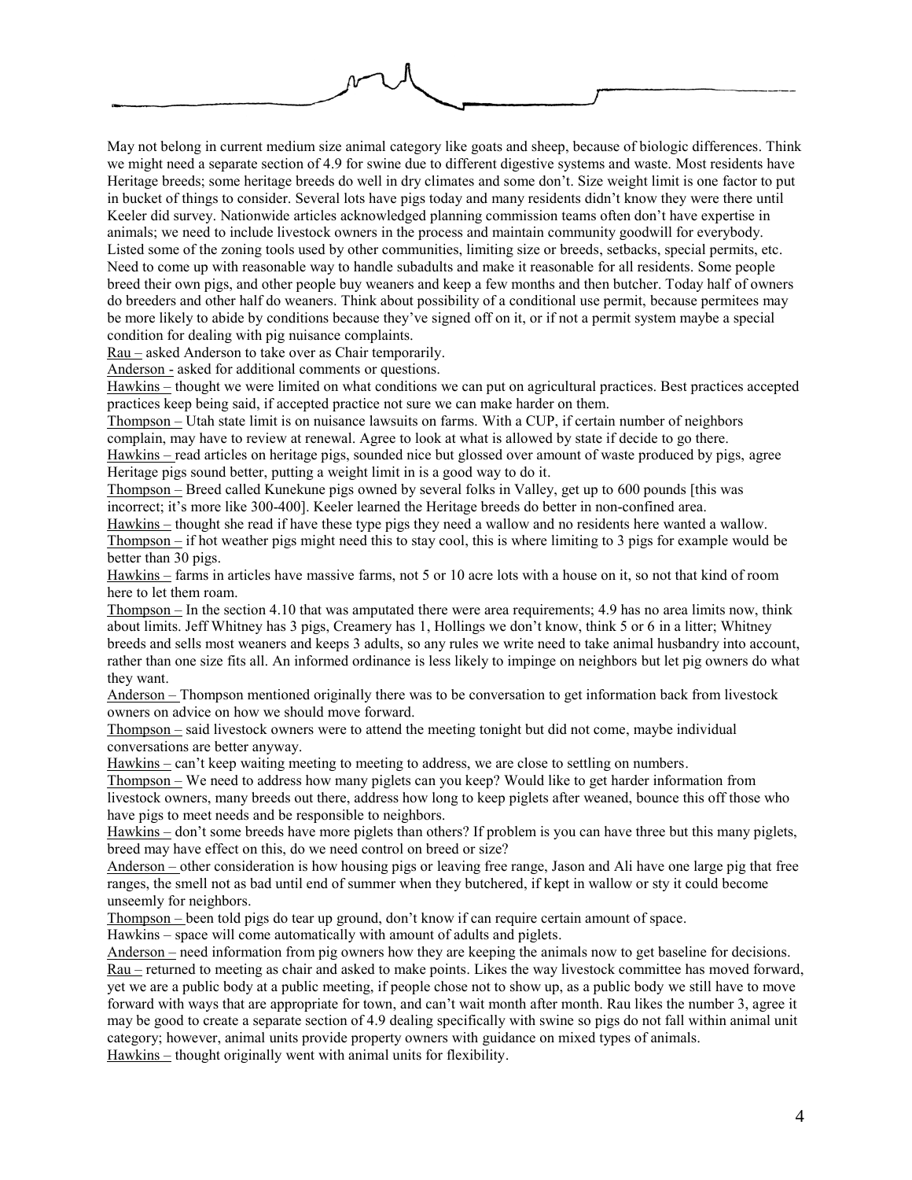May not belong in current medium size animal category like goats and sheep, because of biologic differences. Think we might need a separate section of 4.9 for swine due to different digestive systems and waste. Most residents have Heritage breeds; some heritage breeds do well in dry climates and some don't. Size weight limit is one factor to put in bucket of things to consider. Several lots have pigs today and many residents didn't know they were there until Keeler did survey. Nationwide articles acknowledged planning commission teams often don't have expertise in animals; we need to include livestock owners in the process and maintain community goodwill for everybody. Listed some of the zoning tools used by other communities, limiting size or breeds, setbacks, special permits, etc. Need to come up with reasonable way to handle subadults and make it reasonable for all residents. Some people breed their own pigs, and other people buy weaners and keep a few months and then butcher. Today half of owners do breeders and other half do weaners. Think about possibility of a conditional use permit, because permitees may be more likely to abide by conditions because they've signed off on it, or if not a permit system maybe a special condition for dealing with pig nuisance complaints.

Rau – asked Anderson to take over as Chair temporarily.

Anderson - asked for additional comments or questions.

Hawkins – thought we were limited on what conditions we can put on agricultural practices. Best practices accepted practices keep being said, if accepted practice not sure we can make harder on them.

Thompson – Utah state limit is on nuisance lawsuits on farms. With a CUP, if certain number of neighbors complain, may have to review at renewal. Agree to look at what is allowed by state if decide to go there.

Hawkins – read articles on heritage pigs, sounded nice but glossed over amount of waste produced by pigs, agree Heritage pigs sound better, putting a weight limit in is a good way to do it.

Thompson – Breed called Kunekune pigs owned by several folks in Valley, get up to 600 pounds [this was incorrect; it's more like 300-400]. Keeler learned the Heritage breeds do better in non-confined area.

Hawkins – thought she read if have these type pigs they need a wallow and no residents here wanted a wallow.

Thompson – if hot weather pigs might need this to stay cool, this is where limiting to 3 pigs for example would be better than 30 pigs.

Hawkins – farms in articles have massive farms, not 5 or 10 acre lots with a house on it, so not that kind of room here to let them roam.

Thompson – In the section 4.10 that was amputated there were area requirements; 4.9 has no area limits now, think about limits. Jeff Whitney has 3 pigs, Creamery has 1, Hollings we don't know, think 5 or 6 in a litter; Whitney breeds and sells most weaners and keeps 3 adults, so any rules we write need to take animal husbandry into account, rather than one size fits all. An informed ordinance is less likely to impinge on neighbors but let pig owners do what they want.

Anderson – Thompson mentioned originally there was to be conversation to get information back from livestock owners on advice on how we should move forward.

Thompson – said livestock owners were to attend the meeting tonight but did not come, maybe individual conversations are better anyway.

Hawkins – can't keep waiting meeting to meeting to address, we are close to settling on numbers.

Thompson – We need to address how many piglets can you keep? Would like to get harder information from livestock owners, many breeds out there, address how long to keep piglets after weaned, bounce this off those who have pigs to meet needs and be responsible to neighbors.

Hawkins – don't some breeds have more piglets than others? If problem is you can have three but this many piglets, breed may have effect on this, do we need control on breed or size?

Anderson – other consideration is how housing pigs or leaving free range, Jason and Ali have one large pig that free ranges, the smell not as bad until end of summer when they butchered, if kept in wallow or sty it could become unseemly for neighbors.

Thompson – been told pigs do tear up ground, don't know if can require certain amount of space.

Hawkins – space will come automatically with amount of adults and piglets.

Anderson – need information from pig owners how they are keeping the animals now to get baseline for decisions.

Rau – returned to meeting as chair and asked to make points. Likes the way livestock committee has moved forward, yet we are a public body at a public meeting, if people chose not to show up, as a public body we still have to move forward with ways that are appropriate for town, and can't wait month after month. Rau likes the number 3, agree it may be good to create a separate section of 4.9 dealing specifically with swine so pigs do not fall within animal unit category; however, animal units provide property owners with guidance on mixed types of animals.

Hawkins – thought originally went with animal units for flexibility.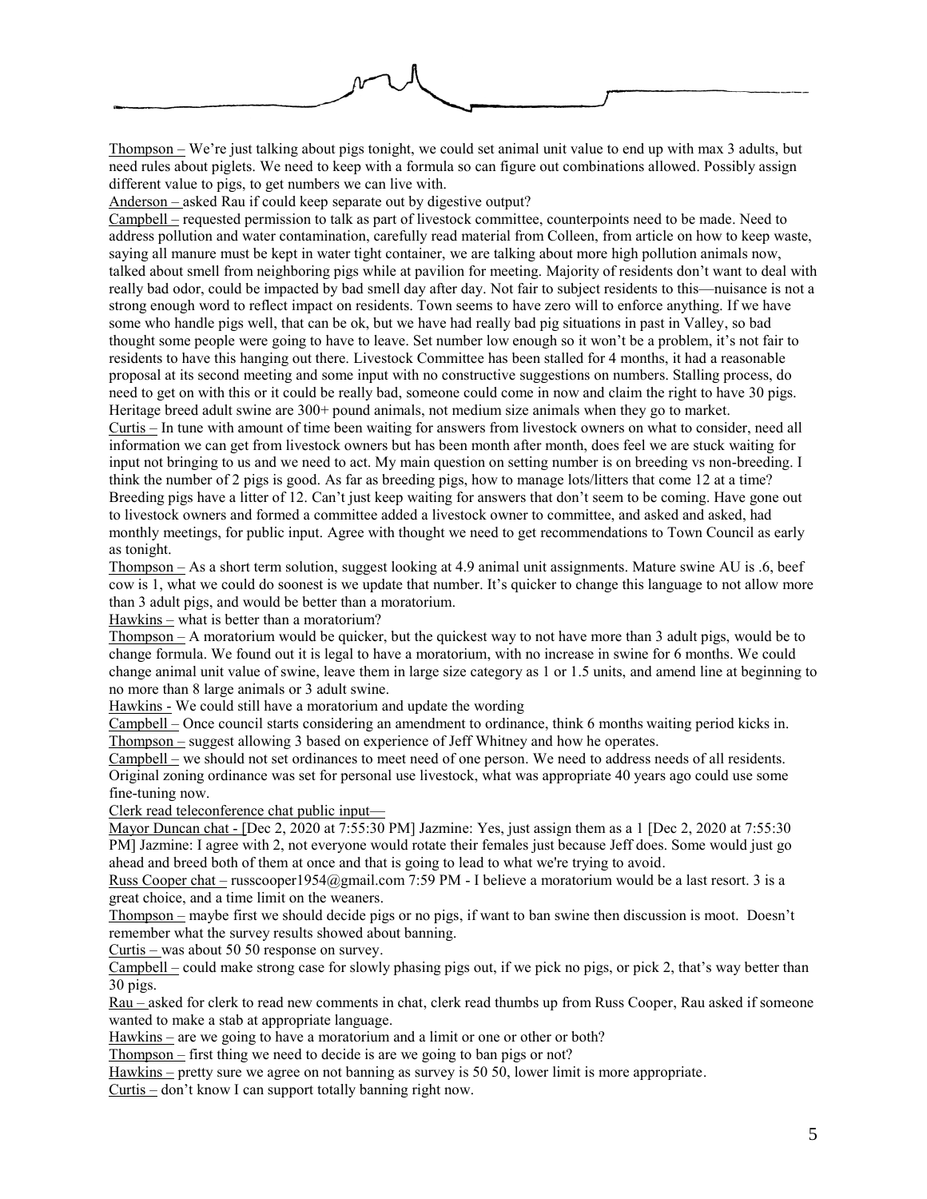Thompson – We're just talking about pigs tonight, we could set animal unit value to end up with max 3 adults, but need rules about piglets. We need to keep with a formula so can figure out combinations allowed. Possibly assign different value to pigs, to get numbers we can live with.

Anderson – asked Rau if could keep separate out by digestive output?

Campbell – requested permission to talk as part of livestock committee, counterpoints need to be made. Need to address pollution and water contamination, carefully read material from Colleen, from article on how to keep waste, saying all manure must be kept in water tight container, we are talking about more high pollution animals now, talked about smell from neighboring pigs while at pavilion for meeting. Majority of residents don't want to deal with really bad odor, could be impacted by bad smell day after day. Not fair to subject residents to this—nuisance is not a strong enough word to reflect impact on residents. Town seems to have zero will to enforce anything. If we have some who handle pigs well, that can be ok, but we have had really bad pig situations in past in Valley, so bad thought some people were going to have to leave. Set number low enough so it won't be a problem, it's not fair to residents to have this hanging out there. Livestock Committee has been stalled for 4 months, it had a reasonable proposal at its second meeting and some input with no constructive suggestions on numbers. Stalling process, do need to get on with this or it could be really bad, someone could come in now and claim the right to have 30 pigs. Heritage breed adult swine are 300+ pound animals, not medium size animals when they go to market.

Curtis – In tune with amount of time been waiting for answers from livestock owners on what to consider, need all information we can get from livestock owners but has been month after month, does feel we are stuck waiting for input not bringing to us and we need to act. My main question on setting number is on breeding vs non-breeding. I think the number of 2 pigs is good. As far as breeding pigs, how to manage lots/litters that come 12 at a time? Breeding pigs have a litter of 12. Can't just keep waiting for answers that don't seem to be coming. Have gone out to livestock owners and formed a committee added a livestock owner to committee, and asked and asked, had monthly meetings, for public input. Agree with thought we need to get recommendations to Town Council as early as tonight.

Thompson – As a short term solution, suggest looking at 4.9 animal unit assignments. Mature swine AU is .6, beef cow is 1, what we could do soonest is we update that number. It's quicker to change this language to not allow more than 3 adult pigs, and would be better than a moratorium.

Hawkins – what is better than a moratorium?

Thompson – A moratorium would be quicker, but the quickest way to not have more than 3 adult pigs, would be to change formula. We found out it is legal to have a moratorium, with no increase in swine for 6 months. We could change animal unit value of swine, leave them in large size category as 1 or 1.5 units, and amend line at beginning to no more than 8 large animals or 3 adult swine.

Hawkins - We could still have a moratorium and update the wording

Campbell – Once council starts considering an amendment to ordinance, think 6 months waiting period kicks in.

Thompson – suggest allowing 3 based on experience of Jeff Whitney and how he operates.

Campbell – we should not set ordinances to meet need of one person. We need to address needs of all residents. Original zoning ordinance was set for personal use livestock, what was appropriate 40 years ago could use some fine-tuning now.

Clerk read teleconference chat public input—

Mayor Duncan chat - [Dec 2, 2020 at 7:55:30 PM] Jazmine: Yes, just assign them as a 1 [Dec 2, 2020 at 7:55:30 PM] Jazmine: I agree with 2, not everyone would rotate their females just because Jeff does. Some would just go ahead and breed both of them at once and that is going to lead to what we're trying to avoid.

Russ Cooper chat – russcooper1954@gmail.com 7:59 PM - I believe a moratorium would be a last resort. 3 is a great choice, and a time limit on the weaners.

Thompson – maybe first we should decide pigs or no pigs, if want to ban swine then discussion is moot. Doesn't remember what the survey results showed about banning.

Curtis – was about 50 50 response on survey.

Campbell – could make strong case for slowly phasing pigs out, if we pick no pigs, or pick 2, that's way better than 30 pigs.

Rau – asked for clerk to read new comments in chat, clerk read thumbs up from Russ Cooper, Rau asked if someone wanted to make a stab at appropriate language.

Hawkins – are we going to have a moratorium and a limit or one or other or both?

Thompson – first thing we need to decide is are we going to ban pigs or not?

Hawkins – pretty sure we agree on not banning as survey is 50 50, lower limit is more appropriate.

Curtis – don't know I can support totally banning right now.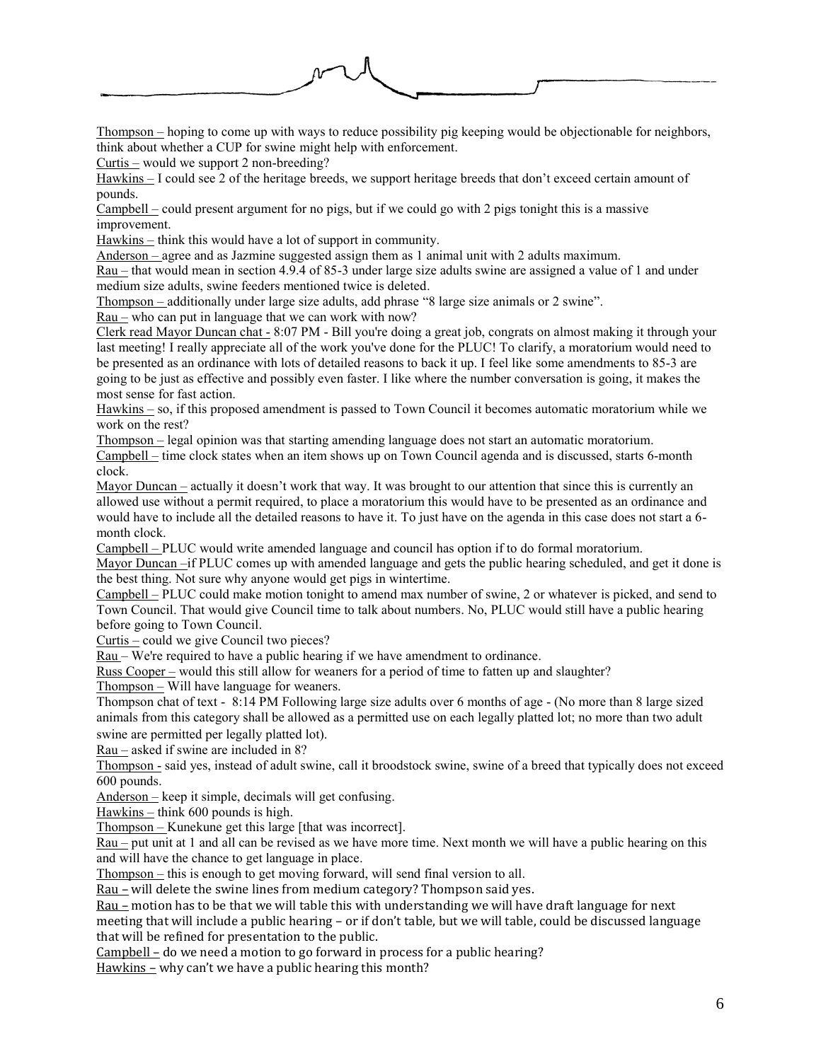Thompson – hoping to come up with ways to reduce possibility pig keeping would be objectionable for neighbors, think about whether a CUP for swine might help with enforcement.

Curtis – would we support 2 non-breeding?

Hawkins – I could see 2 of the heritage breeds, we support heritage breeds that don't exceed certain amount of pounds.

Campbell – could present argument for no pigs, but if we could go with 2 pigs tonight this is a massive improvement.

Hawkins – think this would have a lot of support in community.

Anderson – agree and as Jazmine suggested assign them as 1 animal unit with 2 adults maximum.

Rau – that would mean in section 4.9.4 of 85-3 under large size adults swine are assigned a value of 1 and under medium size adults, swine feeders mentioned twice is deleted.

Thompson – additionally under large size adults, add phrase "8 large size animals or 2 swine".

Rau – who can put in language that we can work with now?

Clerk read Mayor Duncan chat - 8:07 PM - Bill you're doing a great job, congrats on almost making it through your last meeting! I really appreciate all of the work you've done for the PLUC! To clarify, a moratorium would need to be presented as an ordinance with lots of detailed reasons to back it up. I feel like some amendments to 85-3 are going to be just as effective and possibly even faster. I like where the number conversation is going, it makes the most sense for fast action.

Hawkins – so, if this proposed amendment is passed to Town Council it becomes automatic moratorium while we work on the rest?

Thompson – legal opinion was that starting amending language does not start an automatic moratorium.

Campbell – time clock states when an item shows up on Town Council agenda and is discussed, starts 6-month clock.

Mayor Duncan – actually it doesn't work that way. It was brought to our attention that since this is currently an allowed use without a permit required, to place a moratorium this would have to be presented as an ordinance and would have to include all the detailed reasons to have it. To just have on the agenda in this case does not start a 6-month clock.

Campbell – PLUC would write amended language and council has option if to do formal moratorium.

Mayor Duncan –if PLUC comes up with amended language and gets the public hearing scheduled, and get it done is the best thing. Not sure why anyone would get pigs in wintertime.

Campbell – PLUC could make motion tonight to amend max number of swine, 2 or whatever is picked, and send to Town Council. That would give Council time to talk about numbers. No, PLUC would still have a public hearing before going to Town Council.

Curtis – could we give Council two pieces?

Rau – We're required to have a public hearing if we have amendment to ordinance.

Russ Cooper – would this still allow for weaners for a period of time to fatten up and slaughter?

Thompson – Will have language for weaners.

Thompson chat of text - 8:14 PM Following large size adults over 6 months of age - (No more than 8 large sized animals from this category shall be allowed as a permitted use on each legally platted lot; no more than two adult swine are permitted per legally platted lot).

Rau – asked if swine are included in 8?

Thompson - said yes, instead of adult swine, call it broodstock swine, swine of a breed that typically does not exceed 600 pounds.

Anderson – keep it simple, decimals will get confusing.

Hawkins – think 600 pounds is high.

Thompson – Kunekune get this large [that was incorrect].

Rau – put unit at 1 and all can be revised as we have more time. Next month we will have a public hearing on this and will have the chance to get language in place.

Thompson – this is enough to get moving forward, will send final version to all.

Rau – will delete the swine lines from medium category? Thompson said yes.

Rau – motion has to be that we will table this with understanding we will have draft language for next meeting that will include a public hearing – or if don't table, but we will table, could be discussed language that will be refined for presentation to the public.

Campbell – do we need a motion to go forward in process for a public hearing?

Hawkins – why can't we have a public hearing this month?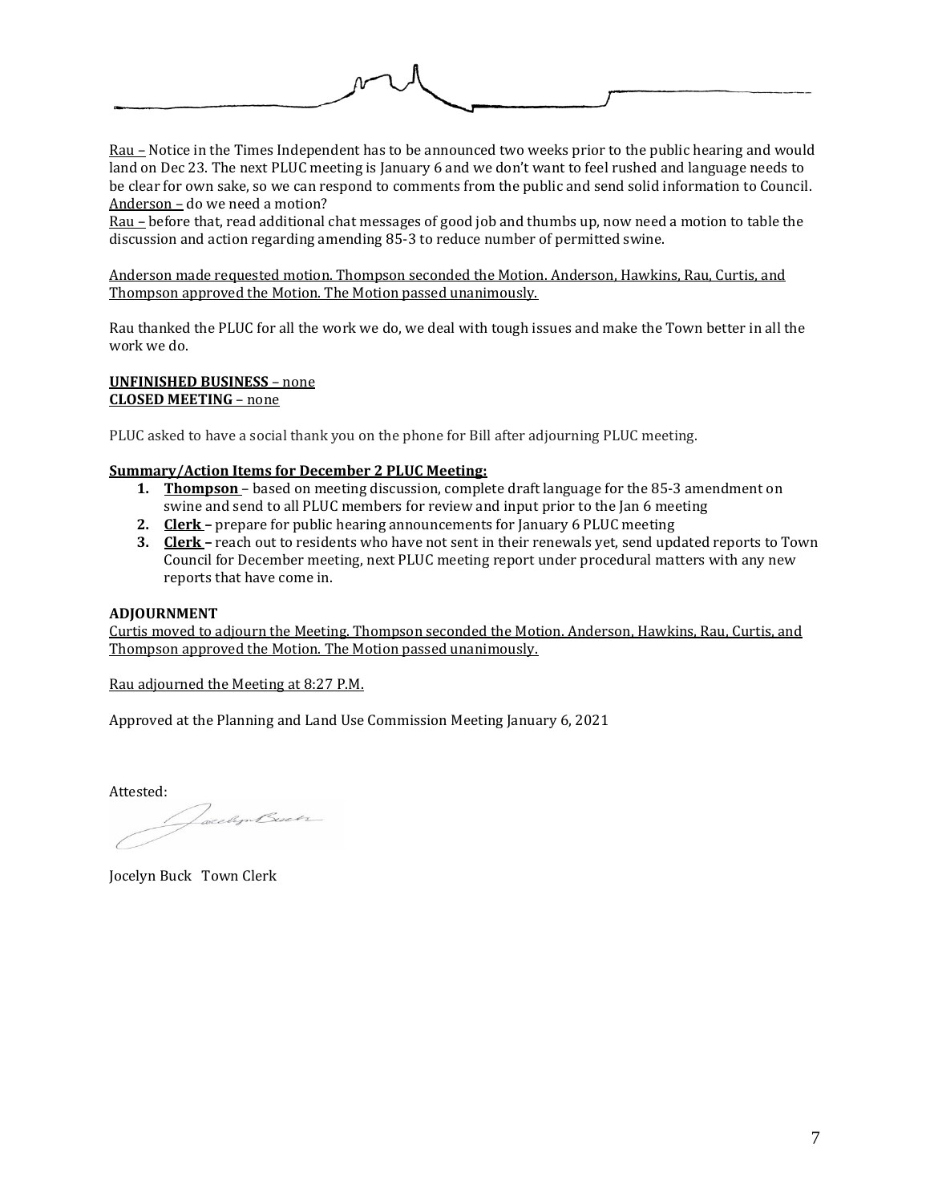Rau – Notice in the Times Independent has to be announced two weeks prior to the public hearing and would land on Dec 23. The next PLUC meeting is January 6 and we don't want to feel rushed and language needs to be clear for own sake, so we can respond to comments from the public and send solid information to Council.
Anderson – do we need a motion?
Rau – before that, read additional chat messages of good job and thumbs up, now need a motion to table the discussion and action regarding amending 85-3 to reduce number of permitted swine.

Anderson made requested motion. Thompson seconded the Motion. Anderson, Hawkins, Rau, Curtis, and Thompson approved the Motion. The Motion passed unanimously.

Rau thanked the PLUC for all the work we do, we deal with tough issues and make the Town better in all the work we do.

**UNFINISHED BUSINESS** – none
**CLOSED MEETING** – none

PLUC asked to have a social thank you on the phone for Bill after adjourning PLUC meeting.

**Summary/Action Items for December 2 PLUC Meeting:**

1. **Thompson** – based on meeting discussion, complete draft language for the 85-3 amendment on swine and send to all PLUC members for review and input prior to the Jan 6 meeting
2. **Clerk** – prepare for public hearing announcements for January 6 PLUC meeting
3. **Clerk** – reach out to residents who have not sent in their renewals yet, send updated reports to Town Council for December meeting, next PLUC meeting report under procedural matters with any new reports that have come in.

**ADJOURNMENT**

Curtis moved to adjourn the Meeting. Thompson seconded the Motion. Anderson, Hawkins, Rau, Curtis, and Thompson approved the Motion. The Motion passed unanimously.

Rau adjourned the Meeting at 8:27 P.M.

Approved at the Planning and Land Use Commission Meeting January 6, 2021

Attested:

Jocelyn Buck Town Clerk